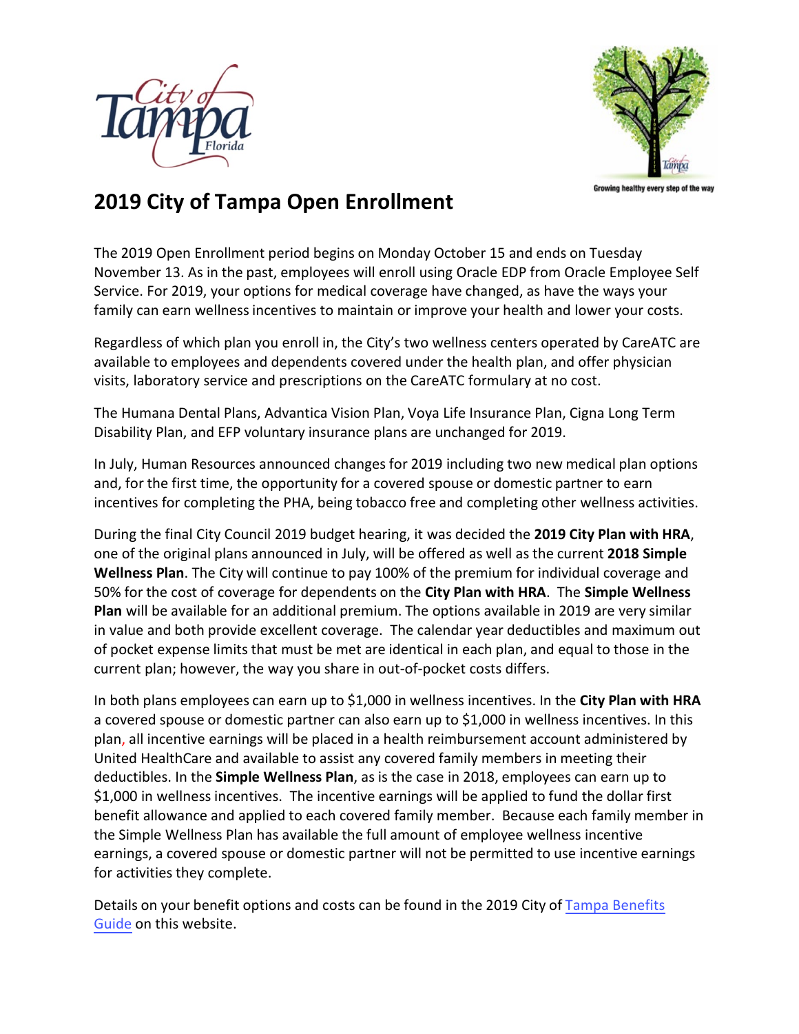# 2019 City of Tampa Open Enrollment

The 2019 Open Enrollment period begins on Monday October 15 and ends on Tuesday November 13. As in the past, employees will enroll using Oracle EDP from Oracle Employee Self Service. For 2019, your options for medical coverage have changed, as have the ways your family can earn wellness incentives to maintain or improve your health and lower your costs.

Regardless of which plan you enroll in, the City's two wellness centers operated by CareATC are available to employees and dependents covered under the health plan, and offer physician visits, laboratory service and prescriptions on the CareATC formulary at no cost.

The Humana Dental Plans, Advantica Vision Plan, Voya Life Insurance Plan, Cigna Long Term Disability Plan, and EFP voluntary insurance plans are unchanged for 2019.

In July, Human Resources announced changes for 2019 including two new medical plan options and, for the first time, the opportunity for a covered spouse or domestic partner to earn incentives for completing the PHA, being tobacco free and completing other wellness activities.

During the final City Council 2019 budget hearing, it was decided the **2019 City Plan with HRA**, one of the original plans announced in July, will be offered as well as the current **2018 Simple Wellness Plan**. The City will continue to pay 100% of the premium for individual coverage and 50% for the cost of coverage for dependents on the **City Plan with HRA**. The **Simple Wellness Plan** will be available for an additional premium. The options available in 2019 are very similar in value and both provide excellent coverage. The calendar year deductibles and maximum out of pocket expense limits that must be met are identical in each plan, and equal to those in the current plan; however, the way you share in out-of-pocket costs differs.

In both plans employees can earn up to $1,000 in wellness incentives. In the **City Plan with HRA** a covered spouse or domestic partner can also earn up to $1,000 in wellness incentives. In this plan, all incentive earnings will be placed in a health reimbursement account administered by United HealthCare and available to assist any covered family members in meeting their deductibles. In the **Simple Wellness Plan**, as is the case in 2018, employees can earn up to $1,000 in wellness incentives. The incentive earnings will be applied to fund the dollar first benefit allowance and applied to each covered family member. Because each family member in the Simple Wellness Plan has available the full amount of employee wellness incentive earnings, a covered spouse or domestic partner will not be permitted to use incentive earnings for activities they complete.

Details on your benefit options and costs can be found in the 2019 City of Tampa Benefits Guide on this website.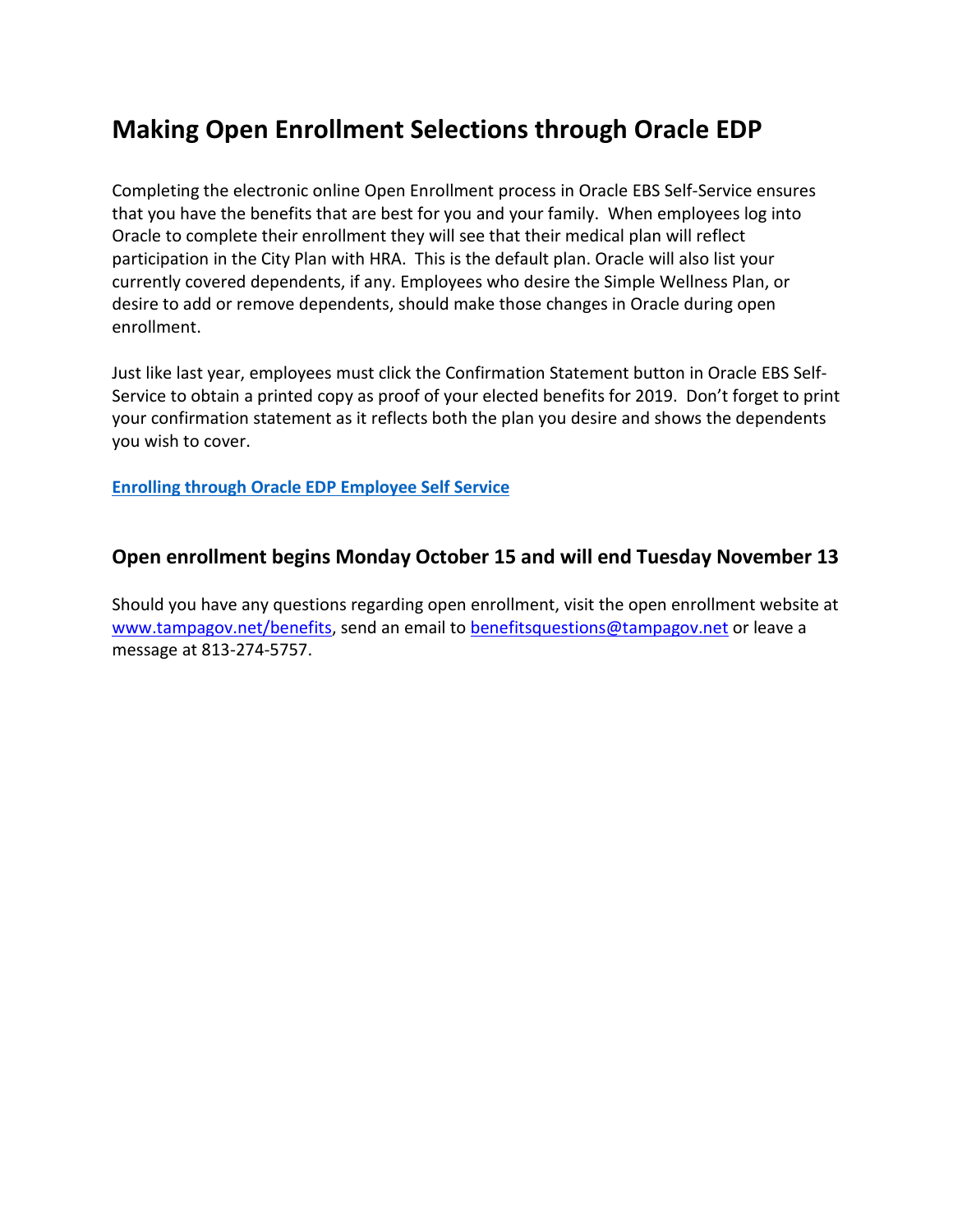# Making Open Enrollment Selections through Oracle EDP

Completing the electronic online Open Enrollment process in Oracle EBS Self-Service ensures that you have the benefits that are best for you and your family. When employees log into Oracle to complete their enrollment they will see that their medical plan will reflect participation in the City Plan with HRA. This is the default plan. Oracle will also list your currently covered dependents, if any. Employees who desire the Simple Wellness Plan, or desire to add or remove dependents, should make those changes in Oracle during open enrollment.

Just like last year, employees must click the Confirmation Statement button in Oracle EBS Self-Service to obtain a printed copy as proof of your elected benefits for 2019. Don't forget to print your confirmation statement as it reflects both the plan you desire and shows the dependents you wish to cover.

**Enrolling through Oracle EDP Employee Self Service**

## Open enrollment begins Monday October 15 and will end Tuesday November 13

Should you have any questions regarding open enrollment, visit the open enrollment website at www.tampagov.net/benefits, send an email to benefitsquestions@tampagov.net or leave a message at 813-274-5757.